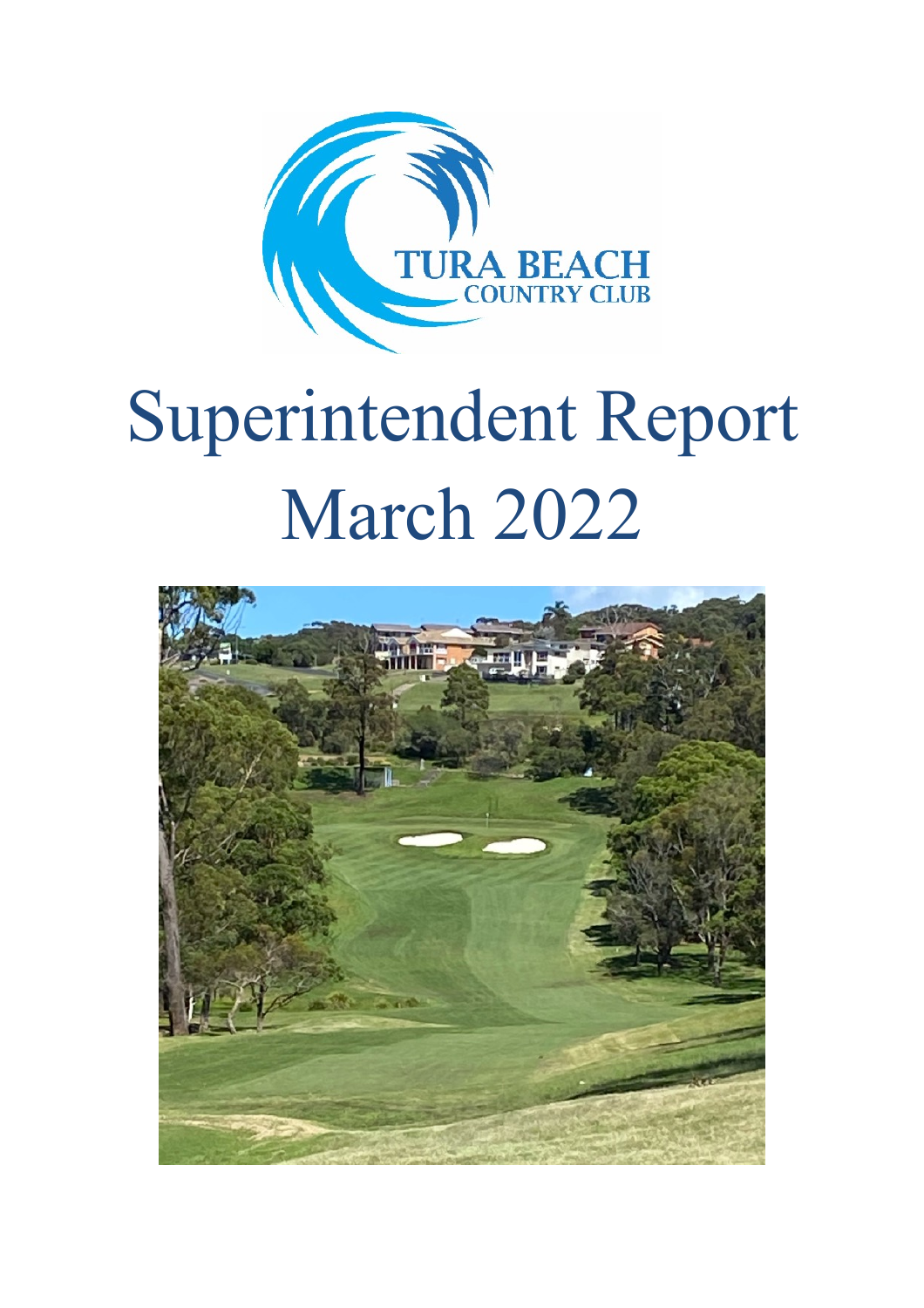TURA BEACH COUNTRY CLUB

# Superintendent Report March 2022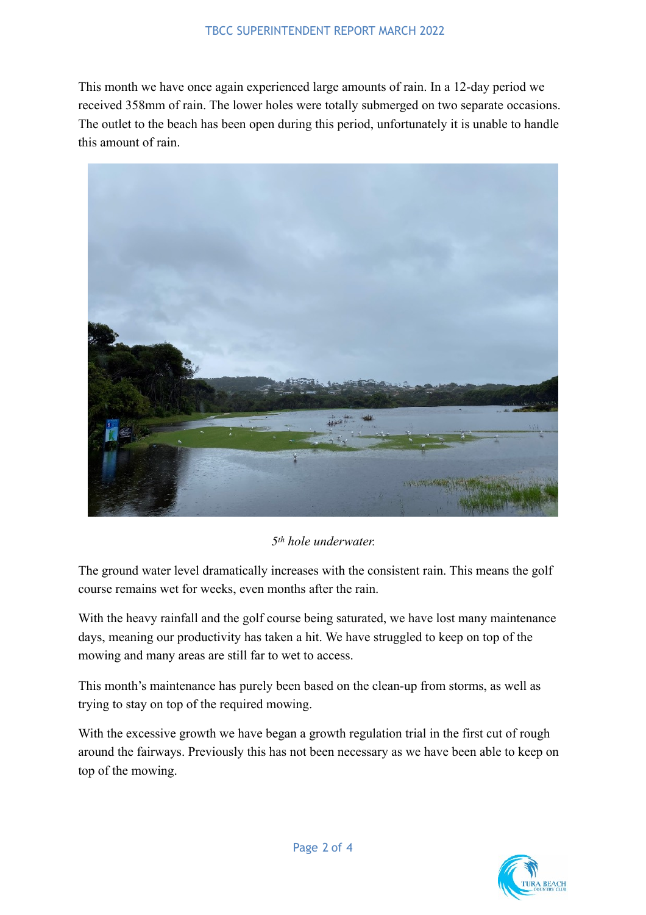This month we have once again experienced large amounts of rain. In a 12-day period we received 358mm of rain. The lower holes were totally submerged on two separate occasions. The outlet to the beach has been open during this period, unfortunately it is unable to handle this amount of rain.

*5th hole underwater.*

The ground water level dramatically increases with the consistent rain. This means the golf course remains wet for weeks, even months after the rain.

With the heavy rainfall and the golf course being saturated, we have lost many maintenance days, meaning our productivity has taken a hit. We have struggled to keep on top of the mowing and many areas are still far to wet to access.

This month's maintenance has purely been based on the clean-up from storms, as well as trying to stay on top of the required mowing.

With the excessive growth we have began a growth regulation trial in the first cut of rough around the fairways. Previously this has not been necessary as we have been able to keep on top of the mowing.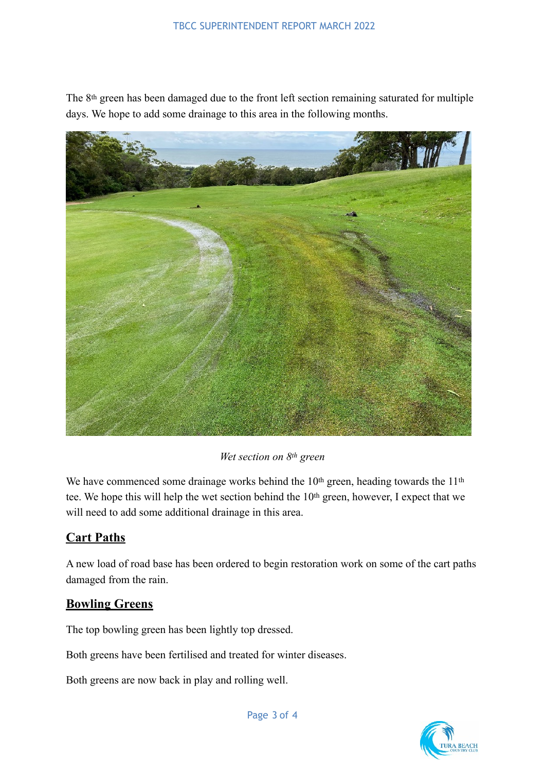The 8th green has been damaged due to the front left section remaining saturated for multiple days. We hope to add some drainage to this area in the following months.

*Wet section on 8th green*

We have commenced some drainage works behind the 10th green, heading towards the 11th tee. We hope this will help the wet section behind the 10th green, however, I expect that we will need to add some additional drainage in this area.

## Cart Paths

A new load of road base has been ordered to begin restoration work on some of the cart paths damaged from the rain.

## Bowling Greens

The top bowling green has been lightly top dressed.

Both greens have been fertilised and treated for winter diseases.

Both greens are now back in play and rolling well.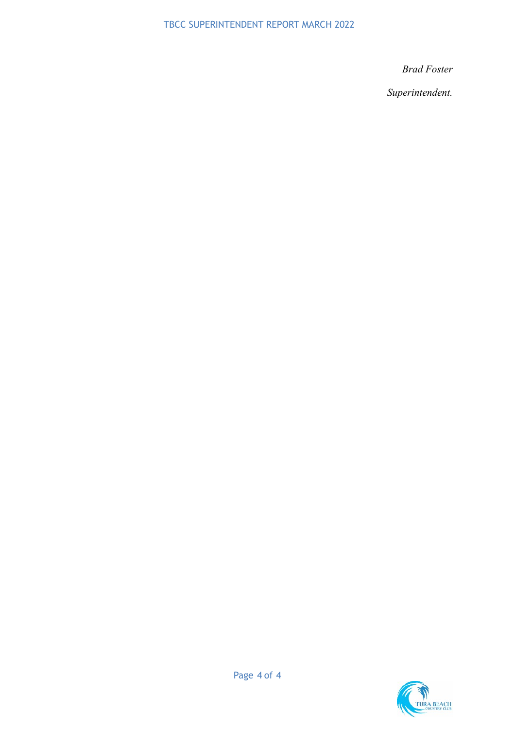*Brad Foster*

*Superintendent.*